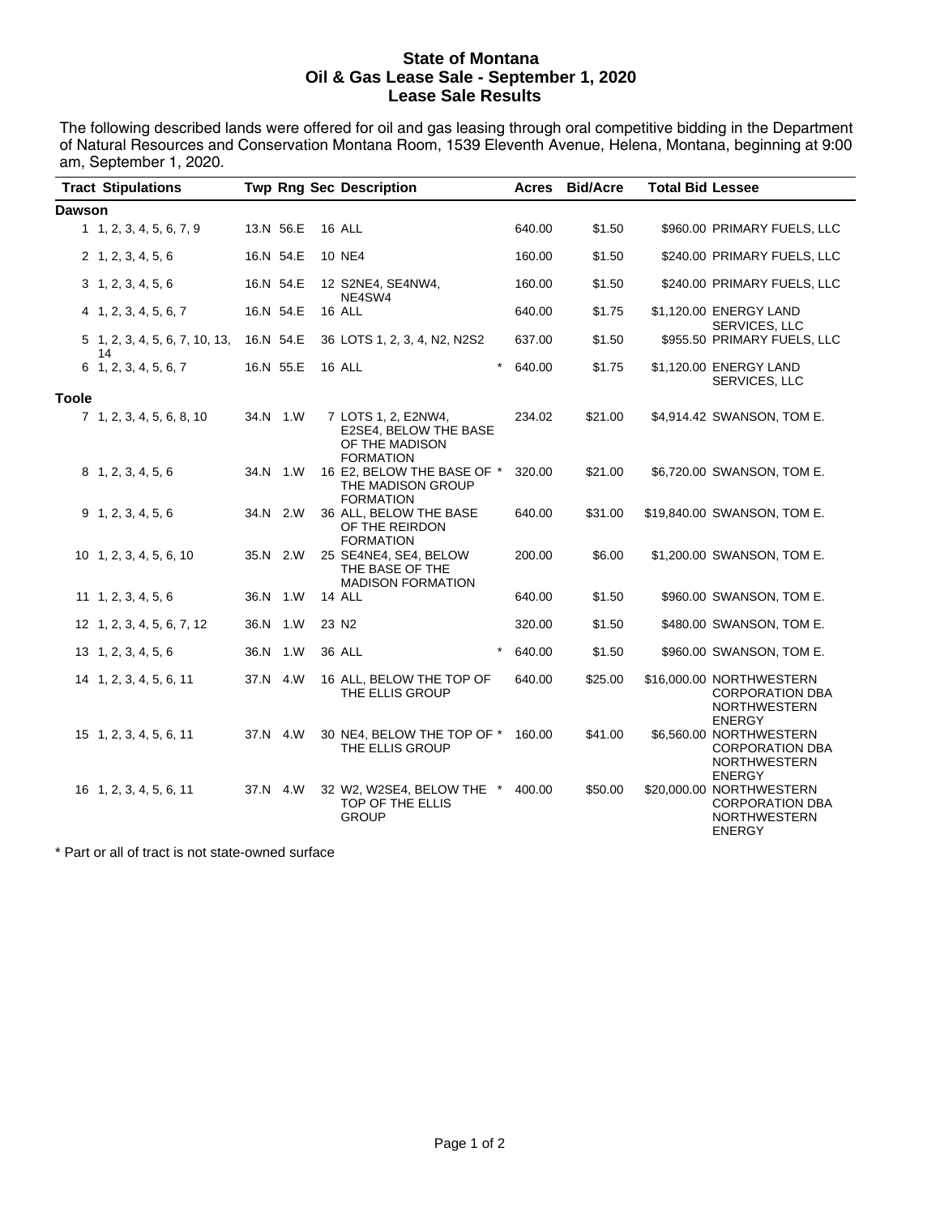**State of Montana**
**Oil & Gas Lease Sale - September 1, 2020**
**Lease Sale Results**

The following described lands were offered for oil and gas leasing through oral competitive bidding in the Department of Natural Resources and Conservation Montana Room, 1539 Eleventh Avenue, Helena, Montana, beginning at 9:00 am, September 1, 2020.

| Tract | Stipulations | Twp | Rng | Sec | Description | | Acres | Bid/Acre | Total Bid | Lessee |
|---|---|---|---|---|---|---|---|---|---|---|
| **Dawson** | | | | | | | | | | |
| 1 | 1, 2, 3, 4, 5, 6, 7, 9 | 13.N | 56.E | 16 | ALL | | 640.00 | $1.50 | $960.00 | PRIMARY FUELS, LLC |
| 2 | 1, 2, 3, 4, 5, 6 | 16.N | 54.E | 10 | NE4 | | 160.00 | $1.50 | $240.00 | PRIMARY FUELS, LLC |
| 3 | 1, 2, 3, 4, 5, 6 | 16.N | 54.E | 12 | S2NE4, SE4NW4, NE4SW4 | | 160.00 | $1.50 | $240.00 | PRIMARY FUELS, LLC |
| 4 | 1, 2, 3, 4, 5, 6, 7 | 16.N | 54.E | 16 | ALL | | 640.00 | $1.75 | $1,120.00 | ENERGY LAND SERVICES, LLC |
| 5 | 1, 2, 3, 4, 5, 6, 7, 10, 13, 14 | 16.N | 54.E | 36 | LOTS 1, 2, 3, 4, N2, N2S2 | | 637.00 | $1.50 | $955.50 | PRIMARY FUELS, LLC |
| 6 | 1, 2, 3, 4, 5, 6, 7 | 16.N | 55.E | 16 | ALL | * | 640.00 | $1.75 | $1,120.00 | ENERGY LAND SERVICES, LLC |
| **Toole** | | | | | | | | | | |
| 7 | 1, 2, 3, 4, 5, 6, 8, 10 | 34.N | 1.W | 7 | LOTS 1, 2, E2NW4, E2SE4, BELOW THE BASE OF THE MADISON FORMATION | | 234.02 | $21.00 | $4,914.42 | SWANSON, TOM E. |
| 8 | 1, 2, 3, 4, 5, 6 | 34.N | 1.W | 16 | E2, BELOW THE BASE OF THE MADISON GROUP FORMATION | * | 320.00 | $21.00 | $6,720.00 | SWANSON, TOM E. |
| 9 | 1, 2, 3, 4, 5, 6 | 34.N | 2.W | 36 | ALL, BELOW THE BASE OF THE REIRDON FORMATION | | 640.00 | $31.00 | $19,840.00 | SWANSON, TOM E. |
| 10 | 1, 2, 3, 4, 5, 6, 10 | 35.N | 2.W | 25 | SE4NE4, SE4, BELOW THE BASE OF THE MADISON FORMATION | | 200.00 | $6.00 | $1,200.00 | SWANSON, TOM E. |
| 11 | 1, 2, 3, 4, 5, 6 | 36.N | 1.W | 14 | ALL | | 640.00 | $1.50 | $960.00 | SWANSON, TOM E. |
| 12 | 1, 2, 3, 4, 5, 6, 7, 12 | 36.N | 1.W | 23 | N2 | | 320.00 | $1.50 | $480.00 | SWANSON, TOM E. |
| 13 | 1, 2, 3, 4, 5, 6 | 36.N | 1.W | 36 | ALL | * | 640.00 | $1.50 | $960.00 | SWANSON, TOM E. |
| 14 | 1, 2, 3, 4, 5, 6, 11 | 37.N | 4.W | 16 | ALL, BELOW THE TOP OF THE ELLIS GROUP | | 640.00 | $25.00 | $16,000.00 | NORTHWESTERN CORPORATION DBA NORTHWESTERN ENERGY |
| 15 | 1, 2, 3, 4, 5, 6, 11 | 37.N | 4.W | 30 | NE4, BELOW THE TOP OF THE ELLIS GROUP | * | 160.00 | $41.00 | $6,560.00 | NORTHWESTERN CORPORATION DBA NORTHWESTERN ENERGY |
| 16 | 1, 2, 3, 4, 5, 6, 11 | 37.N | 4.W | 32 | W2, W2SE4, BELOW THE TOP OF THE ELLIS GROUP | * | 400.00 | $50.00 | $20,000.00 | NORTHWESTERN CORPORATION DBA NORTHWESTERN ENERGY |

\* Part or all of tract is not state-owned surface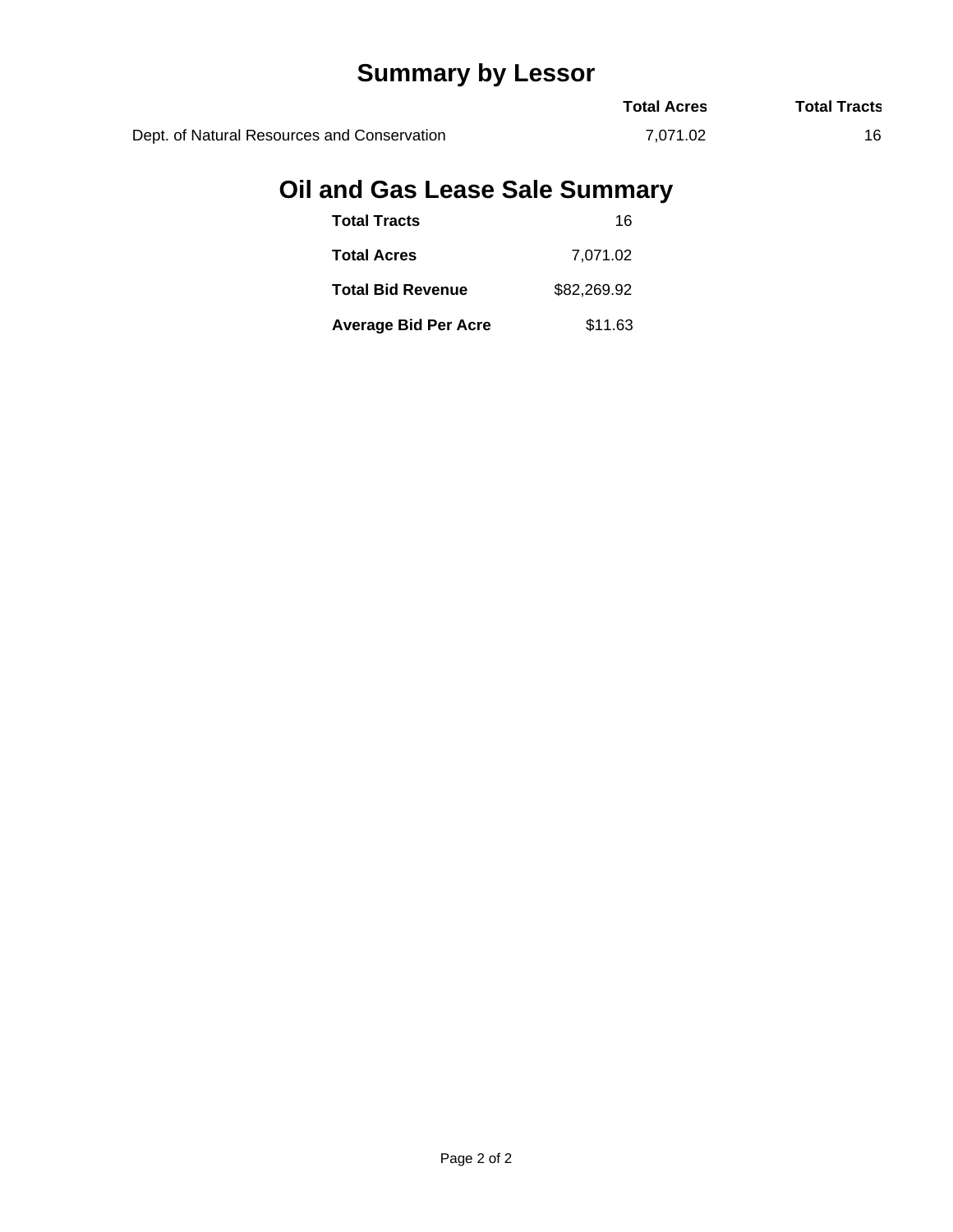## Summary by Lessor

| | Total Acres | Total Tracts |
|---|---|---|
| Dept. of Natural Resources and Conservation | 7,071.02 | 16 |

## Oil and Gas Lease Sale Summary

| | |
|---|---|
| **Total Tracts** | 16 |
| **Total Acres** | 7,071.02 |
| **Total Bid Revenue** | $82,269.92 |
| **Average Bid Per Acre** | $11.63 |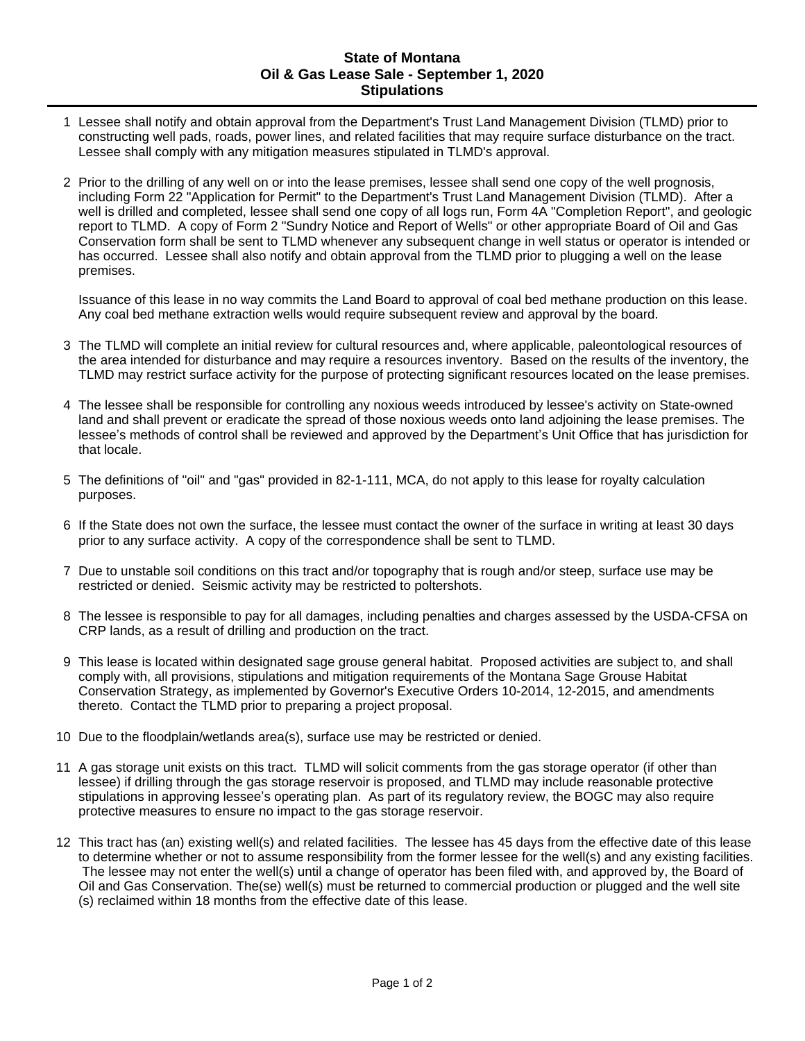# State of Montana
## Oil & Gas Lease Sale - September 1, 2020
## Stipulations

1. Lessee shall notify and obtain approval from the Department's Trust Land Management Division (TLMD) prior to constructing well pads, roads, power lines, and related facilities that may require surface disturbance on the tract. Lessee shall comply with any mitigation measures stipulated in TLMD's approval.

2. Prior to the drilling of any well on or into the lease premises, lessee shall send one copy of the well prognosis, including Form 22 "Application for Permit" to the Department's Trust Land Management Division (TLMD). After a well is drilled and completed, lessee shall send one copy of all logs run, Form 4A "Completion Report", and geologic report to TLMD. A copy of Form 2 "Sundry Notice and Report of Wells" or other appropriate Board of Oil and Gas Conservation form shall be sent to TLMD whenever any subsequent change in well status or operator is intended or has occurred. Lessee shall also notify and obtain approval from the TLMD prior to plugging a well on the lease premises.

   Issuance of this lease in no way commits the Land Board to approval of coal bed methane production on this lease. Any coal bed methane extraction wells would require subsequent review and approval by the board.

3. The TLMD will complete an initial review for cultural resources and, where applicable, paleontological resources of the area intended for disturbance and may require a resources inventory. Based on the results of the inventory, the TLMD may restrict surface activity for the purpose of protecting significant resources located on the lease premises.

4. The lessee shall be responsible for controlling any noxious weeds introduced by lessee's activity on State-owned land and shall prevent or eradicate the spread of those noxious weeds onto land adjoining the lease premises. The lessee's methods of control shall be reviewed and approved by the Department's Unit Office that has jurisdiction for that locale.

5. The definitions of "oil" and "gas" provided in 82-1-111, MCA, do not apply to this lease for royalty calculation purposes.

6. If the State does not own the surface, the lessee must contact the owner of the surface in writing at least 30 days prior to any surface activity. A copy of the correspondence shall be sent to TLMD.

7. Due to unstable soil conditions on this tract and/or topography that is rough and/or steep, surface use may be restricted or denied. Seismic activity may be restricted to poltershots.

8. The lessee is responsible to pay for all damages, including penalties and charges assessed by the USDA-CFSA on CRP lands, as a result of drilling and production on the tract.

9. This lease is located within designated sage grouse general habitat. Proposed activities are subject to, and shall comply with, all provisions, stipulations and mitigation requirements of the Montana Sage Grouse Habitat Conservation Strategy, as implemented by Governor's Executive Orders 10-2014, 12-2015, and amendments thereto. Contact the TLMD prior to preparing a project proposal.

10. Due to the floodplain/wetlands area(s), surface use may be restricted or denied.

11. A gas storage unit exists on this tract. TLMD will solicit comments from the gas storage operator (if other than lessee) if drilling through the gas storage reservoir is proposed, and TLMD may include reasonable protective stipulations in approving lessee's operating plan. As part of its regulatory review, the BOGC may also require protective measures to ensure no impact to the gas storage reservoir.

12. This tract has (an) existing well(s) and related facilities. The lessee has 45 days from the effective date of this lease to determine whether or not to assume responsibility from the former lessee for the well(s) and any existing facilities. The lessee may not enter the well(s) until a change of operator has been filed with, and approved by, the Board of Oil and Gas Conservation. The(se) well(s) must be returned to commercial production or plugged and the well site (s) reclaimed within 18 months from the effective date of this lease.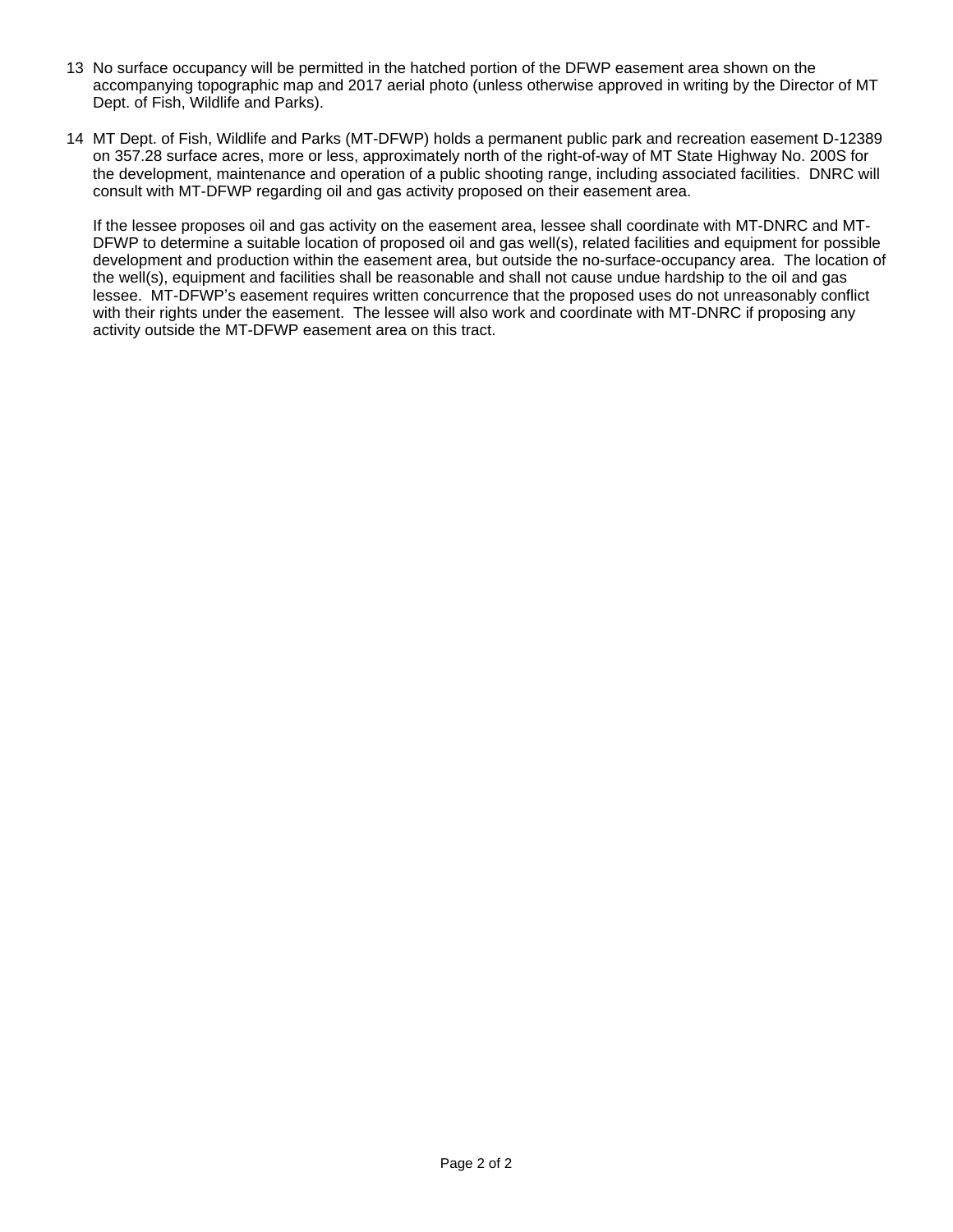13 No surface occupancy will be permitted in the hatched portion of the DFWP easement area shown on the accompanying topographic map and 2017 aerial photo (unless otherwise approved in writing by the Director of MT Dept. of Fish, Wildlife and Parks).

14 MT Dept. of Fish, Wildlife and Parks (MT-DFWP) holds a permanent public park and recreation easement D-12389 on 357.28 surface acres, more or less, approximately north of the right-of-way of MT State Highway No. 200S for the development, maintenance and operation of a public shooting range, including associated facilities. DNRC will consult with MT-DFWP regarding oil and gas activity proposed on their easement area.

If the lessee proposes oil and gas activity on the easement area, lessee shall coordinate with MT-DNRC and MT-DFWP to determine a suitable location of proposed oil and gas well(s), related facilities and equipment for possible development and production within the easement area, but outside the no-surface-occupancy area. The location of the well(s), equipment and facilities shall be reasonable and shall not cause undue hardship to the oil and gas lessee. MT-DFWP's easement requires written concurrence that the proposed uses do not unreasonably conflict with their rights under the easement. The lessee will also work and coordinate with MT-DNRC if proposing any activity outside the MT-DFWP easement area on this tract.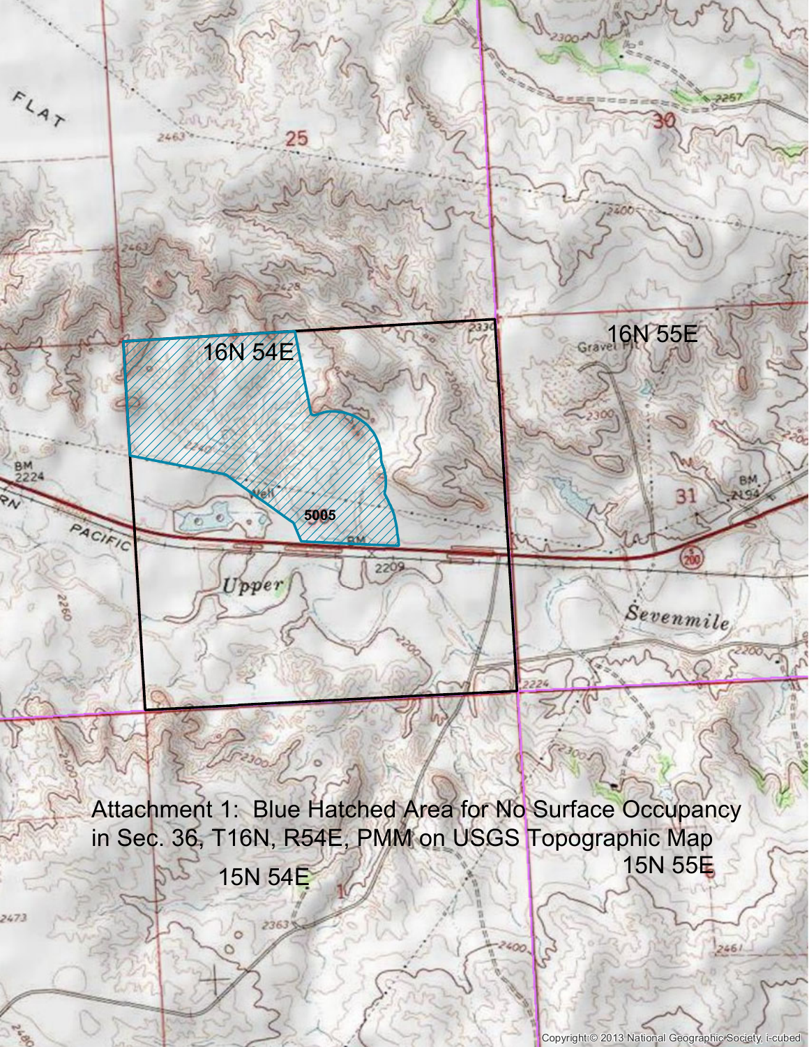Attachment 1: Blue Hatched Area for No Surface Occupancy in Sec. 36, T16N, R54E, PMM on USGS Topographic Map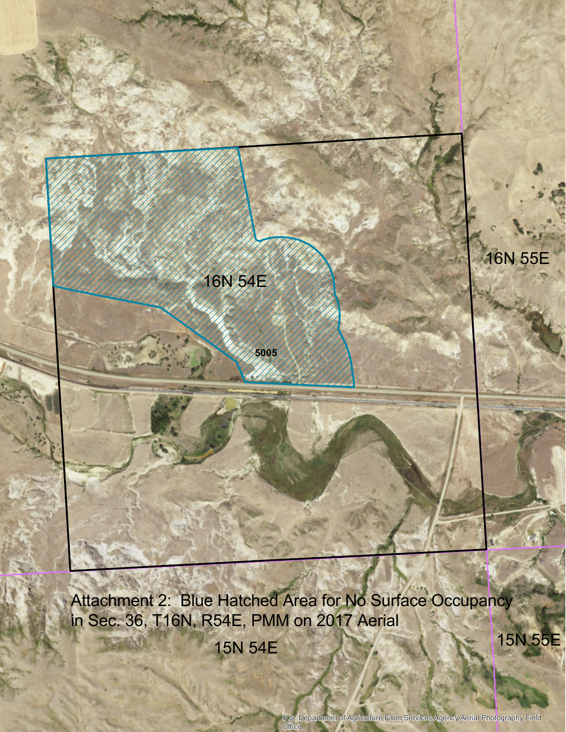16N 55E

16N 54E

5005

Attachment 2: Blue Hatched Area for No Surface Occupancy in Sec. 36, T16N, R54E, PMM on 2017 Aerial

15N 54E

15N 55E

U.S. Department of Agriculture Farm Services Agency Aerial Photography Field Office.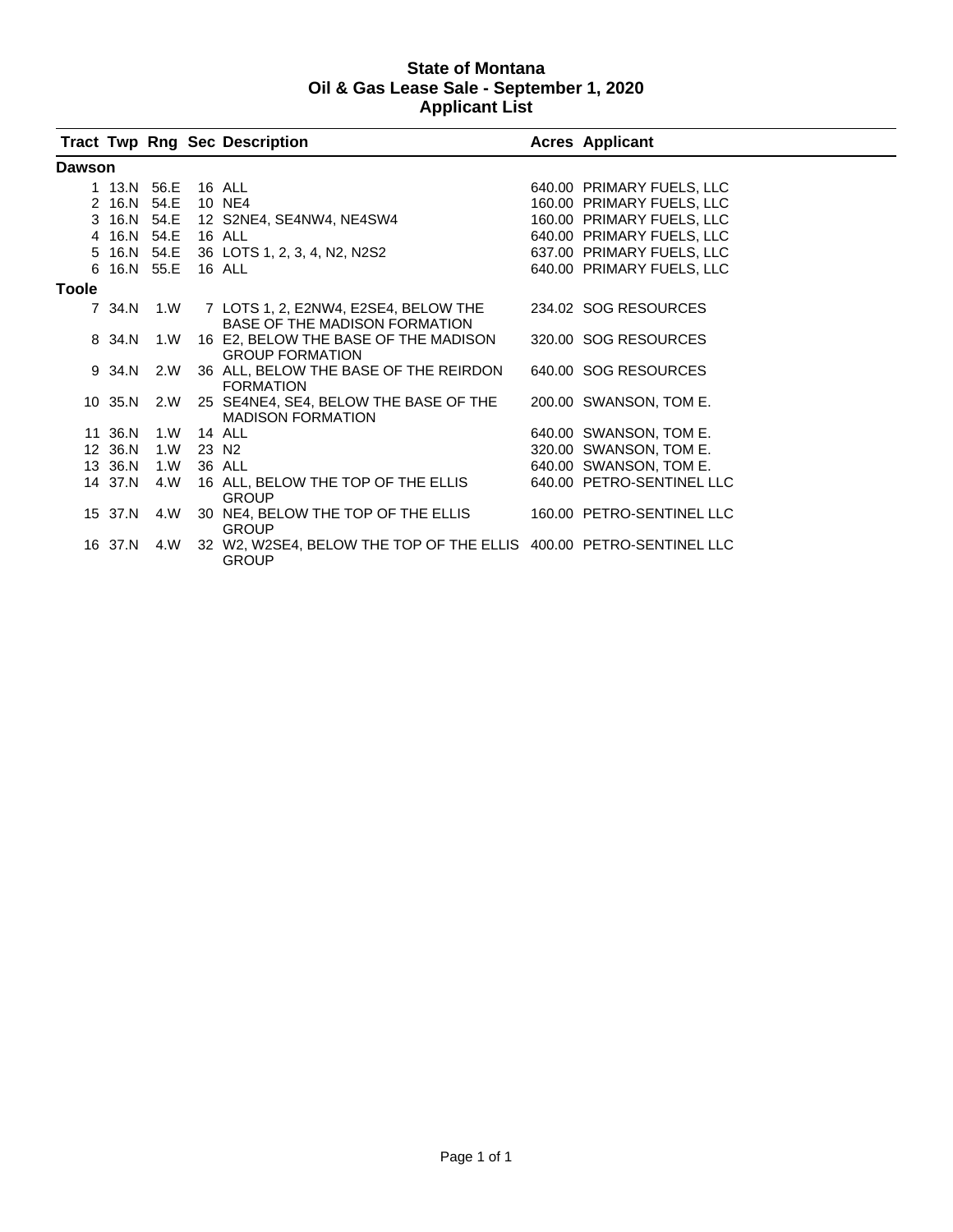# State of Montana
## Oil & Gas Lease Sale - September 1, 2020
## Applicant List

| Tract | Twp | Rng | Sec | Description | Acres | Applicant |
|---|---|---|---|---|---|---|
| **Dawson** | | | | | | |
| 1 | 13.N | 56.E | 16 | ALL | 640.00 | PRIMARY FUELS, LLC |
| 2 | 16.N | 54.E | 10 | NE4 | 160.00 | PRIMARY FUELS, LLC |
| 3 | 16.N | 54.E | 12 | S2NE4, SE4NW4, NE4SW4 | 160.00 | PRIMARY FUELS, LLC |
| 4 | 16.N | 54.E | 16 | ALL | 640.00 | PRIMARY FUELS, LLC |
| 5 | 16.N | 54.E | 36 | LOTS 1, 2, 3, 4, N2, N2S2 | 637.00 | PRIMARY FUELS, LLC |
| 6 | 16.N | 55.E | 16 | ALL | 640.00 | PRIMARY FUELS, LLC |
| **Toole** | | | | | | |
| 7 | 34.N | 1.W | 7 | LOTS 1, 2, E2NW4, E2SE4, BELOW THE BASE OF THE MADISON FORMATION | 234.02 | SOG RESOURCES |
| 8 | 34.N | 1.W | 16 | E2, BELOW THE BASE OF THE MADISON GROUP FORMATION | 320.00 | SOG RESOURCES |
| 9 | 34.N | 2.W | 36 | ALL, BELOW THE BASE OF THE REIRDON FORMATION | 640.00 | SOG RESOURCES |
| 10 | 35.N | 2.W | 25 | SE4NE4, SE4, BELOW THE BASE OF THE MADISON FORMATION | 200.00 | SWANSON, TOM E. |
| 11 | 36.N | 1.W | 14 | ALL | 640.00 | SWANSON, TOM E. |
| 12 | 36.N | 1.W | 23 | N2 | 320.00 | SWANSON, TOM E. |
| 13 | 36.N | 1.W | 36 | ALL | 640.00 | SWANSON, TOM E. |
| 14 | 37.N | 4.W | 16 | ALL, BELOW THE TOP OF THE ELLIS GROUP | 640.00 | PETRO-SENTINEL LLC |
| 15 | 37.N | 4.W | 30 | NE4, BELOW THE TOP OF THE ELLIS GROUP | 160.00 | PETRO-SENTINEL LLC |
| 16 | 37.N | 4.W | 32 | W2, W2SE4, BELOW THE TOP OF THE ELLIS GROUP | 400.00 | PETRO-SENTINEL LLC |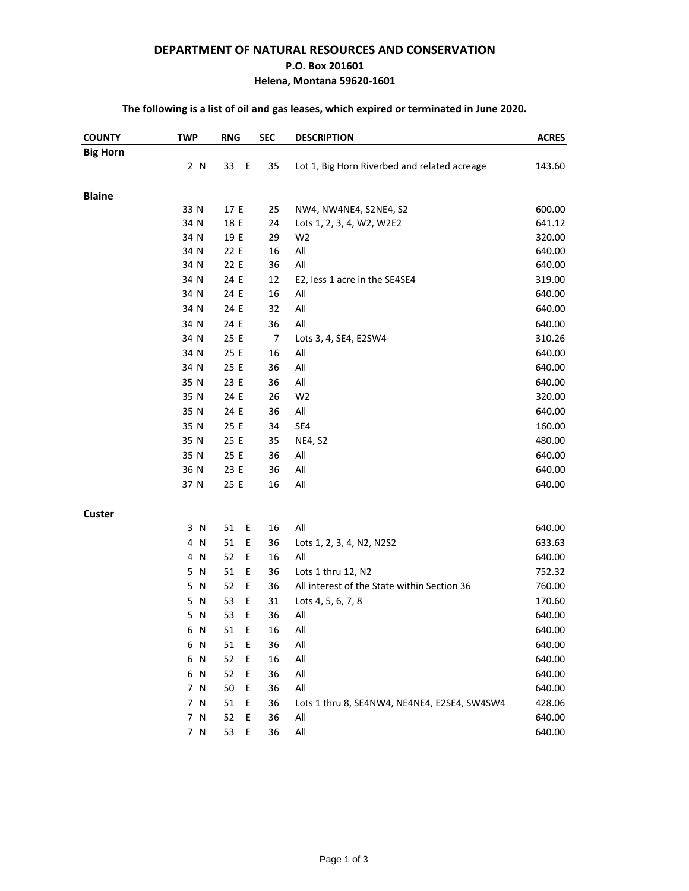**DEPARTMENT OF NATURAL RESOURCES AND CONSERVATION**
**P.O. Box 201601**
**Helena, Montana 59620-1601**

**The following is a list of oil and gas leases, which expired or terminated in June 2020.**

| COUNTY | TWP | RNG | SEC | DESCRIPTION | ACRES |
|---|---|---|---|---|---|
| **Big Horn** | | | | | |
| | 2 N | 33 E | 35 | Lot 1, Big Horn Riverbed and related acreage | 143.60 |
| **Blaine** | | | | | |
| | 33 N | 17 E | 25 | NW4, NW4NE4, S2NE4, S2 | 600.00 |
| | 34 N | 18 E | 24 | Lots 1, 2, 3, 4, W2, W2E2 | 641.12 |
| | 34 N | 19 E | 29 | W2 | 320.00 |
| | 34 N | 22 E | 16 | All | 640.00 |
| | 34 N | 22 E | 36 | All | 640.00 |
| | 34 N | 24 E | 12 | E2, less 1 acre in the SE4SE4 | 319.00 |
| | 34 N | 24 E | 16 | All | 640.00 |
| | 34 N | 24 E | 32 | All | 640.00 |
| | 34 N | 24 E | 36 | All | 640.00 |
| | 34 N | 25 E | 7 | Lots 3, 4, SE4, E2SW4 | 310.26 |
| | 34 N | 25 E | 16 | All | 640.00 |
| | 34 N | 25 E | 36 | All | 640.00 |
| | 35 N | 23 E | 36 | All | 640.00 |
| | 35 N | 24 E | 26 | W2 | 320.00 |
| | 35 N | 24 E | 36 | All | 640.00 |
| | 35 N | 25 E | 34 | SE4 | 160.00 |
| | 35 N | 25 E | 35 | NE4, S2 | 480.00 |
| | 35 N | 25 E | 36 | All | 640.00 |
| | 36 N | 23 E | 36 | All | 640.00 |
| | 37 N | 25 E | 16 | All | 640.00 |
| **Custer** | | | | | |
| | 3 N | 51 E | 16 | All | 640.00 |
| | 4 N | 51 E | 36 | Lots 1, 2, 3, 4, N2, N2S2 | 633.63 |
| | 4 N | 52 E | 16 | All | 640.00 |
| | 5 N | 51 E | 36 | Lots 1 thru 12, N2 | 752.32 |
| | 5 N | 52 E | 36 | All interest of the State within Section 36 | 760.00 |
| | 5 N | 53 E | 31 | Lots 4, 5, 6, 7, 8 | 170.60 |
| | 5 N | 53 E | 36 | All | 640.00 |
| | 6 N | 51 E | 16 | All | 640.00 |
| | 6 N | 51 E | 36 | All | 640.00 |
| | 6 N | 52 E | 16 | All | 640.00 |
| | 6 N | 52 E | 36 | All | 640.00 |
| | 7 N | 50 E | 36 | All | 640.00 |
| | 7 N | 51 E | 36 | Lots 1 thru 8, SE4NW4, NE4NE4, E2SE4, SW4SW4 | 428.06 |
| | 7 N | 52 E | 36 | All | 640.00 |
| | 7 N | 53 E | 36 | All | 640.00 |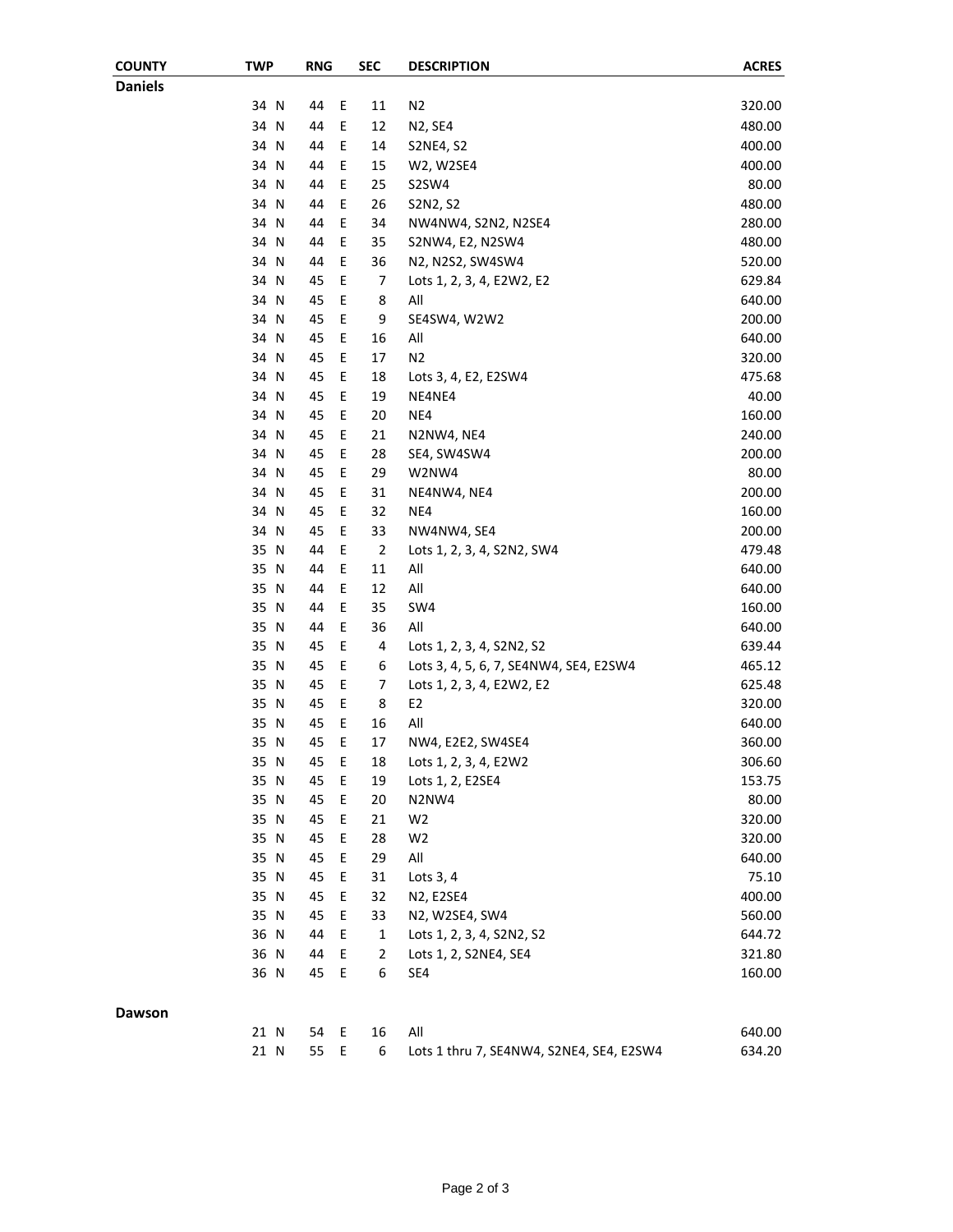| COUNTY | TWP | RNG | SEC | DESCRIPTION | ACRES |
|---|---|---|---|---|---|
| **Daniels** | | | | | |
| | 34 N | 44 E | 11 | N2 | 320.00 |
| | 34 N | 44 E | 12 | N2, SE4 | 480.00 |
| | 34 N | 44 E | 14 | S2NE4, S2 | 400.00 |
| | 34 N | 44 E | 15 | W2, W2SE4 | 400.00 |
| | 34 N | 44 E | 25 | S2SW4 | 80.00 |
| | 34 N | 44 E | 26 | S2N2, S2 | 480.00 |
| | 34 N | 44 E | 34 | NW4NW4, S2N2, N2SE4 | 280.00 |
| | 34 N | 44 E | 35 | S2NW4, E2, N2SW4 | 480.00 |
| | 34 N | 44 E | 36 | N2, N2S2, SW4SW4 | 520.00 |
| | 34 N | 45 E | 7 | Lots 1, 2, 3, 4, E2W2, E2 | 629.84 |
| | 34 N | 45 E | 8 | All | 640.00 |
| | 34 N | 45 E | 9 | SE4SW4, W2W2 | 200.00 |
| | 34 N | 45 E | 16 | All | 640.00 |
| | 34 N | 45 E | 17 | N2 | 320.00 |
| | 34 N | 45 E | 18 | Lots 3, 4, E2, E2SW4 | 475.68 |
| | 34 N | 45 E | 19 | NE4NE4 | 40.00 |
| | 34 N | 45 E | 20 | NE4 | 160.00 |
| | 34 N | 45 E | 21 | N2NW4, NE4 | 240.00 |
| | 34 N | 45 E | 28 | SE4, SW4SW4 | 200.00 |
| | 34 N | 45 E | 29 | W2NW4 | 80.00 |
| | 34 N | 45 E | 31 | NE4NW4, NE4 | 200.00 |
| | 34 N | 45 E | 32 | NE4 | 160.00 |
| | 34 N | 45 E | 33 | NW4NW4, SE4 | 200.00 |
| | 35 N | 44 E | 2 | Lots 1, 2, 3, 4, S2N2, SW4 | 479.48 |
| | 35 N | 44 E | 11 | All | 640.00 |
| | 35 N | 44 E | 12 | All | 640.00 |
| | 35 N | 44 E | 35 | SW4 | 160.00 |
| | 35 N | 44 E | 36 | All | 640.00 |
| | 35 N | 45 E | 4 | Lots 1, 2, 3, 4, S2N2, S2 | 639.44 |
| | 35 N | 45 E | 6 | Lots 3, 4, 5, 6, 7, SE4NW4, SE4, E2SW4 | 465.12 |
| | 35 N | 45 E | 7 | Lots 1, 2, 3, 4, E2W2, E2 | 625.48 |
| | 35 N | 45 E | 8 | E2 | 320.00 |
| | 35 N | 45 E | 16 | All | 640.00 |
| | 35 N | 45 E | 17 | NW4, E2E2, SW4SE4 | 360.00 |
| | 35 N | 45 E | 18 | Lots 1, 2, 3, 4, E2W2 | 306.60 |
| | 35 N | 45 E | 19 | Lots 1, 2, E2SE4 | 153.75 |
| | 35 N | 45 E | 20 | N2NW4 | 80.00 |
| | 35 N | 45 E | 21 | W2 | 320.00 |
| | 35 N | 45 E | 28 | W2 | 320.00 |
| | 35 N | 45 E | 29 | All | 640.00 |
| | 35 N | 45 E | 31 | Lots 3, 4 | 75.10 |
| | 35 N | 45 E | 32 | N2, E2SE4 | 400.00 |
| | 35 N | 45 E | 33 | N2, W2SE4, SW4 | 560.00 |
| | 36 N | 44 E | 1 | Lots 1, 2, 3, 4, S2N2, S2 | 644.72 |
| | 36 N | 44 E | 2 | Lots 1, 2, S2NE4, SE4 | 321.80 |
| | 36 N | 45 E | 6 | SE4 | 160.00 |
| **Dawson** | | | | | |
| | 21 N | 54 E | 16 | All | 640.00 |
| | 21 N | 55 E | 6 | Lots 1 thru 7, SE4NW4, S2NE4, SE4, E2SW4 | 634.20 |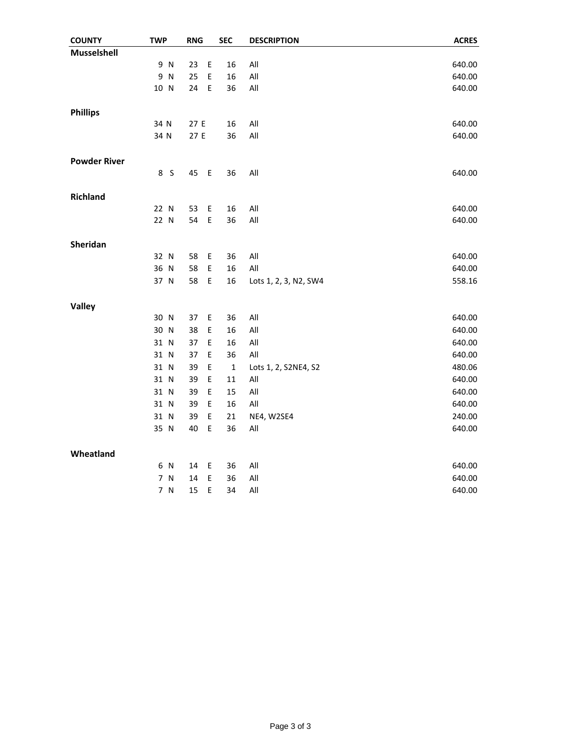| COUNTY | TWP | RNG | SEC | DESCRIPTION | ACRES |
|---|---|---|---|---|---|
| **Musselshell** | | | | | |
| | 9 N | 23 E | 16 | All | 640.00 |
| | 9 N | 25 E | 16 | All | 640.00 |
| | 10 N | 24 E | 36 | All | 640.00 |
| **Phillips** | | | | | |
| | 34 N | 27 E | 16 | All | 640.00 |
| | 34 N | 27 E | 36 | All | 640.00 |
| **Powder River** | | | | | |
| | 8 S | 45 E | 36 | All | 640.00 |
| **Richland** | | | | | |
| | 22 N | 53 E | 16 | All | 640.00 |
| | 22 N | 54 E | 36 | All | 640.00 |
| **Sheridan** | | | | | |
| | 32 N | 58 E | 36 | All | 640.00 |
| | 36 N | 58 E | 16 | All | 640.00 |
| | 37 N | 58 E | 16 | Lots 1, 2, 3, N2, SW4 | 558.16 |
| **Valley** | | | | | |
| | 30 N | 37 E | 36 | All | 640.00 |
| | 30 N | 38 E | 16 | All | 640.00 |
| | 31 N | 37 E | 16 | All | 640.00 |
| | 31 N | 37 E | 36 | All | 640.00 |
| | 31 N | 39 E | 1 | Lots 1, 2, S2NE4, S2 | 480.06 |
| | 31 N | 39 E | 11 | All | 640.00 |
| | 31 N | 39 E | 15 | All | 640.00 |
| | 31 N | 39 E | 16 | All | 640.00 |
| | 31 N | 39 E | 21 | NE4, W2SE4 | 240.00 |
| | 35 N | 40 E | 36 | All | 640.00 |
| **Wheatland** | | | | | |
| | 6 N | 14 E | 36 | All | 640.00 |
| | 7 N | 14 E | 36 | All | 640.00 |
| | 7 N | 15 E | 34 | All | 640.00 |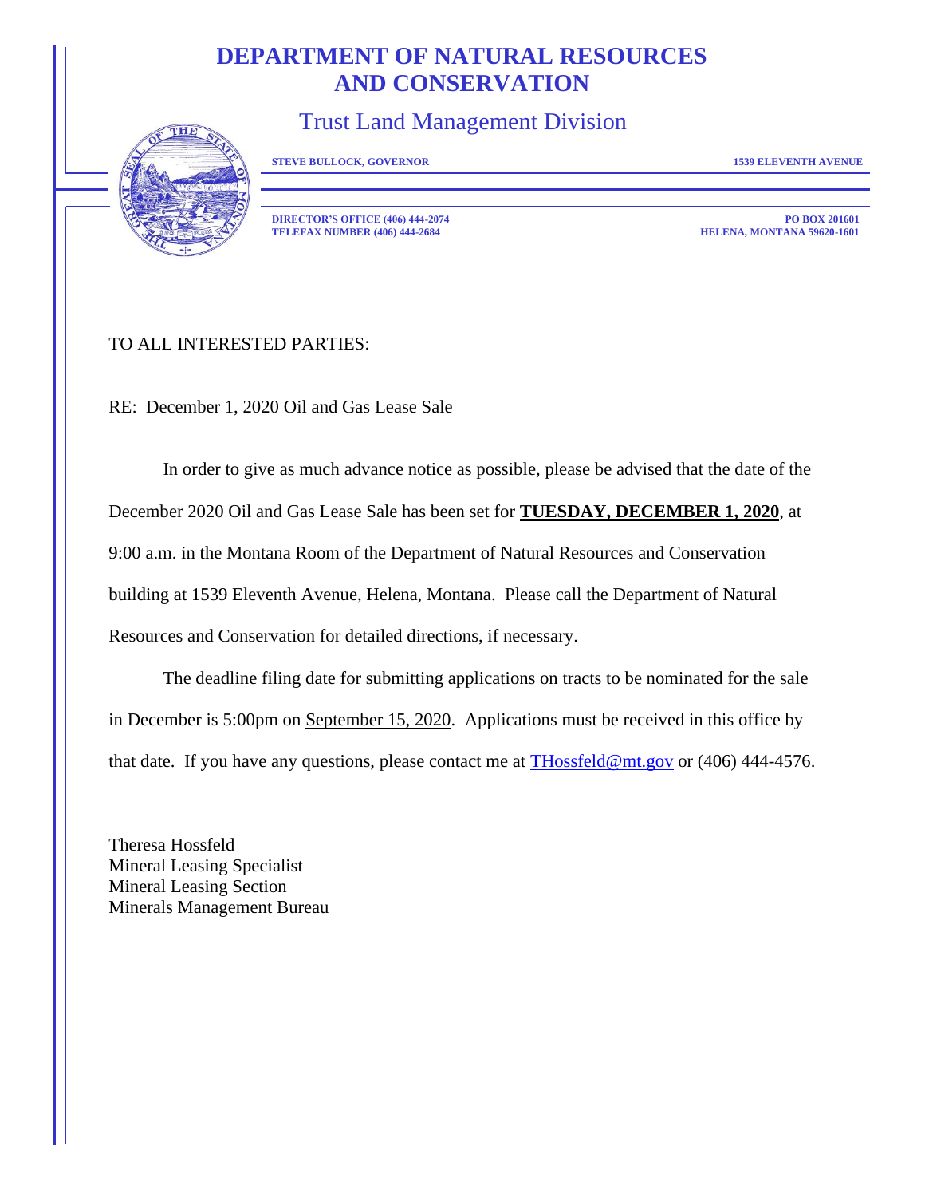# DEPARTMENT OF NATURAL RESOURCES AND CONSERVATION

## Trust Land Management Division

**STEVE BULLOCK, GOVERNOR** **1539 ELEVENTH AVENUE**

**DIRECTOR'S OFFICE (406) 444-2074**
**TELEFAX NUMBER (406) 444-2684**

**PO BOX 201601**
**HELENA, MONTANA 59620-1601**

TO ALL INTERESTED PARTIES:

RE: December 1, 2020 Oil and Gas Lease Sale

In order to give as much advance notice as possible, please be advised that the date of the December 2020 Oil and Gas Lease Sale has been set for **TUESDAY, DECEMBER 1, 2020**, at 9:00 a.m. in the Montana Room of the Department of Natural Resources and Conservation building at 1539 Eleventh Avenue, Helena, Montana. Please call the Department of Natural Resources and Conservation for detailed directions, if necessary.

The deadline filing date for submitting applications on tracts to be nominated for the sale in December is 5:00pm on September 15, 2020. Applications must be received in this office by that date. If you have any questions, please contact me at THossfeld@mt.gov or (406) 444-4576.

Theresa Hossfeld
Mineral Leasing Specialist
Mineral Leasing Section
Minerals Management Bureau